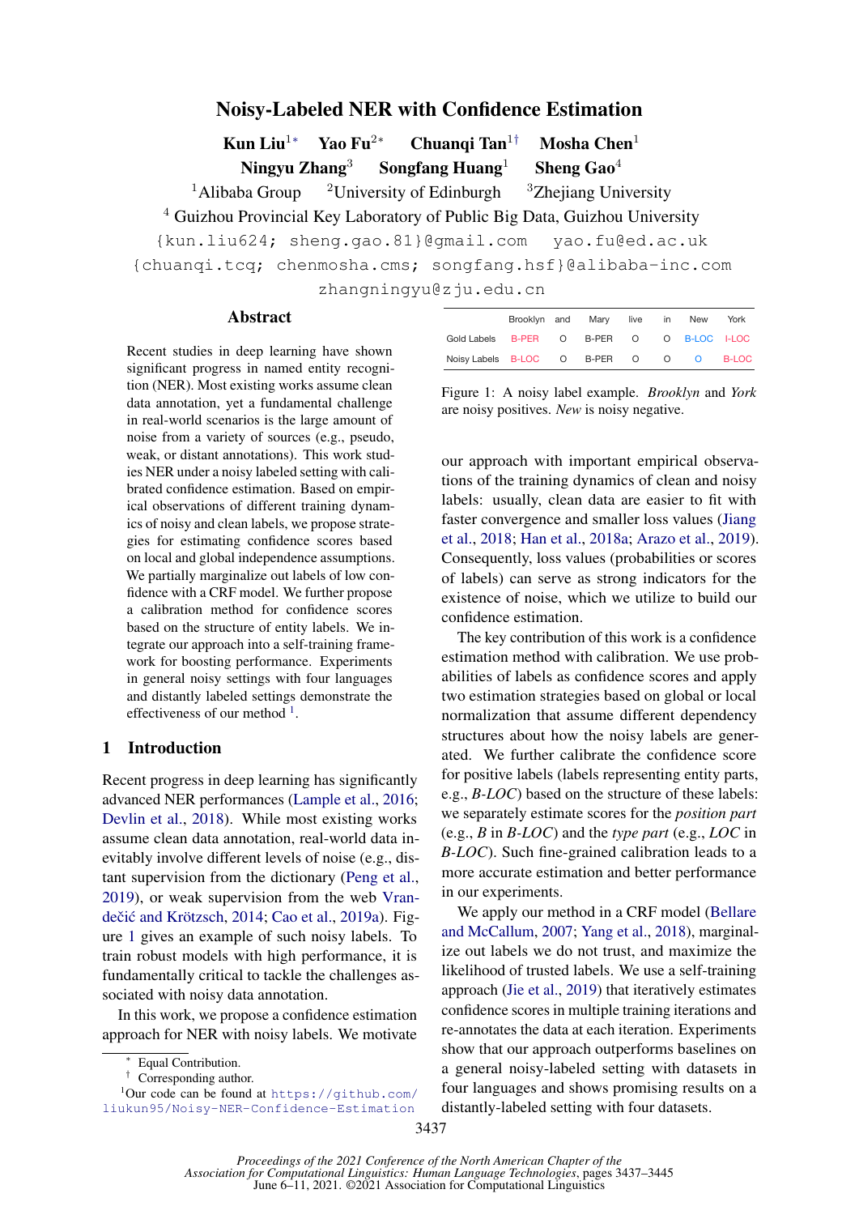# Noisy-Labeled NER with Confidence Estimation

**Kun Liu**[1*] **Yao Fu**[2*] **Chuanqi Tan**[1†] **Mosha Chen**[1]
**Ningyu Zhang**[3] **Songfang Huang**[1] **Sheng Gao**[4]

[1]Alibaba Group [2]University of Edinburgh [3]Zhejiang University
[4] Guizhou Provincial Key Laboratory of Public Big Data, Guizhou University

{kun.liu624; sheng.gao.81}@gmail.com yao.fu@ed.ac.uk
{chuanqi.tcq; chenmosha.cms; songfang.hsf}@alibaba-inc.com
zhangningyu@zju.edu.cn

## Abstract

Recent studies in deep learning have shown significant progress in named entity recognition (NER). Most existing works assume clean data annotation, yet a fundamental challenge in real-world scenarios is the large amount of noise from a variety of sources (e.g., pseudo, weak, or distant annotations). This work studies NER under a noisy labeled setting with calibrated confidence estimation. Based on empirical observations of different training dynamics of noisy and clean labels, we propose strategies for estimating confidence scores based on local and global independence assumptions. We partially marginalize out labels of low confidence with a CRF model. We further propose a calibration method for confidence scores based on the structure of entity labels. We integrate our approach into a self-training framework for boosting performance. Experiments in general noisy settings with four languages and distantly labeled settings demonstrate the effectiveness of our method [1].

## 1 Introduction

Recent progress in deep learning has significantly advanced NER performances (Lample et al., 2016; Devlin et al., 2018). While most existing works assume clean data annotation, real-world data inevitably involve different levels of noise (e.g., distant supervision from the dictionary (Peng et al., 2019), or weak supervision from the web Vrandečić and Krötzsch, 2014; Cao et al., 2019a). Figure 1 gives an example of such noisy labels. To train robust models with high performance, it is fundamentally critical to tackle the challenges associated with noisy data annotation.

In this work, we propose a confidence estimation approach for NER with noisy labels. We motivate our approach with important empirical observations of the training dynamics of clean and noisy labels: usually, clean data are easier to fit with faster convergence and smaller loss values (Jiang et al., 2018; Han et al., 2018a; Arazo et al., 2019). Consequently, loss values (probabilities or scores of labels) can serve as strong indicators for the existence of noise, which we utilize to build our confidence estimation.

|  | Brooklyn | and | Mary | live | in | New | York |
|---|---|---|---|---|---|---|---|
| Gold Labels | B-PER | O | B-PER | O | O | B-LOC | I-LOC |
| Noisy Labels | B-LOC | O | B-PER | O | O | O | B-LOC |

Figure 1: A noisy label example. *Brooklyn* and *York* are noisy positives. *New* is noisy negative.

The key contribution of this work is a confidence estimation method with calibration. We use probabilities of labels as confidence scores and apply two estimation strategies based on global or local normalization that assume different dependency structures about how the noisy labels are generated. We further calibrate the confidence score for positive labels (labels representing entity parts, e.g., *B-LOC*) based on the structure of these labels: we separately estimate scores for the *position part* (e.g., *B* in *B-LOC*) and the *type part* (e.g., *LOC* in *B-LOC*). Such fine-grained calibration leads to a more accurate estimation and better performance in our experiments.

We apply our method in a CRF model (Bellare and McCallum, 2007; Yang et al., 2018), marginalize out labels we do not trust, and maximize the likelihood of trusted labels. We use a self-training approach (Jie et al., 2019) that iteratively estimates confidence scores in multiple training iterations and re-annotates the data at each iteration. Experiments show that our approach outperforms baselines on a general noisy-labeled setting with datasets in four languages and shows promising results on a distantly-labeled setting with four datasets.

---

[*] Equal Contribution.
[†] Corresponding author.
[1]Our code can be found at https://github.com/liukun95/Noisy-NER-Confidence-Estimation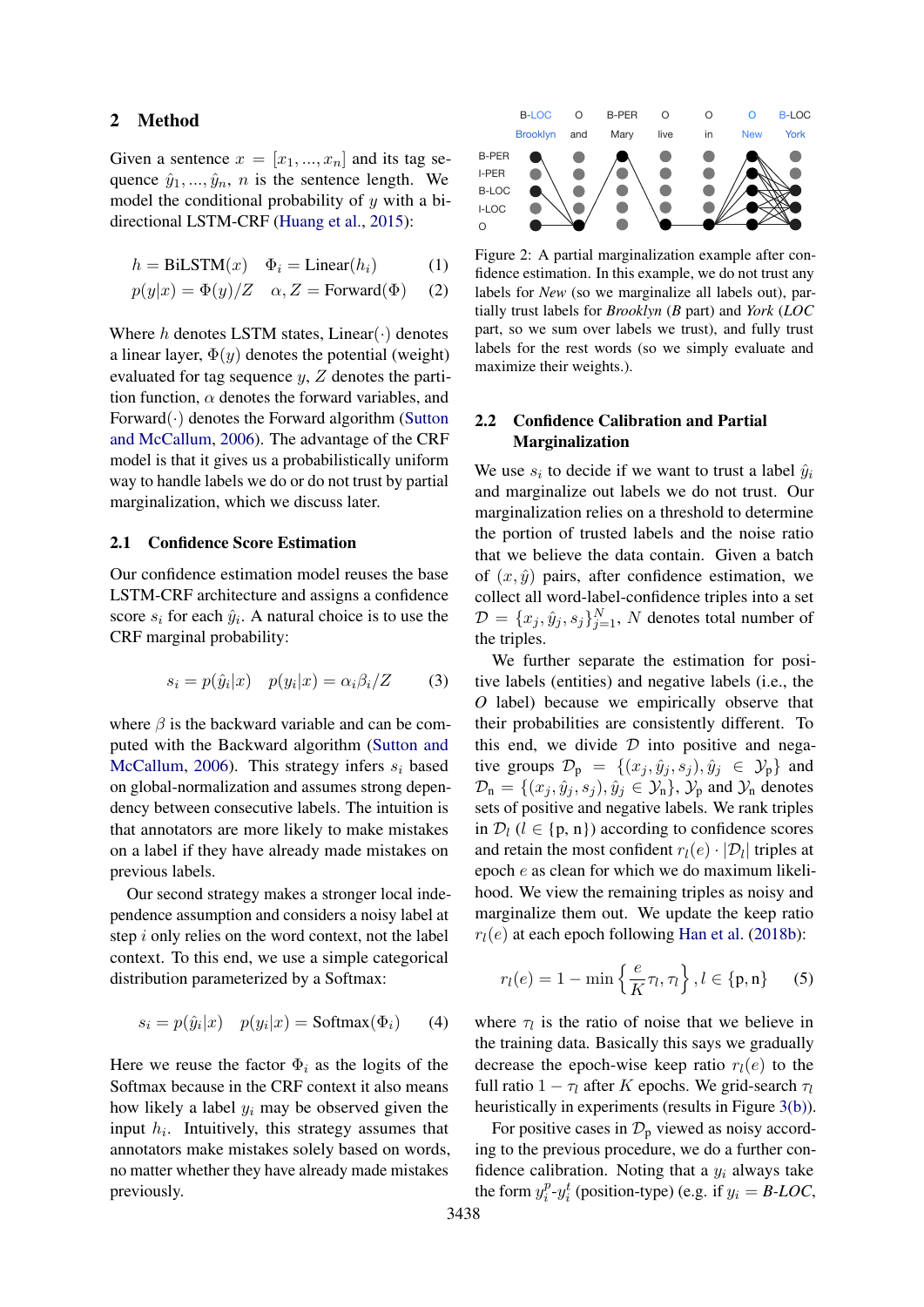## 2 Method

Given a sentence $x = [x_1, ..., x_n]$ and its tag sequence $\hat{y}_1, ..., \hat{y}_n$, $n$ is the sentence length. We model the conditional probability of $y$ with a bidirectional LSTM-CRF (Huang et al., 2015):

$$h = \text{BiLSTM}(x) \quad \Phi_i = \text{Linear}(h_i) \tag{1}$$

$$p(y|x) = \Phi(y)/Z \quad \alpha, Z = \text{Forward}(\Phi) \tag{2}$$

Where $h$ denotes LSTM states, $\text{Linear}(\cdot)$ denotes a linear layer, $\Phi(y)$ denotes the potential (weight) evaluated for tag sequence $y$, $Z$ denotes the partition function, $\alpha$ denotes the forward variables, and $\text{Forward}(\cdot)$ denotes the Forward algorithm (Sutton and McCallum, 2006). The advantage of the CRF model is that it gives us a probabilistically uniform way to handle labels we do or do not trust by partial marginalization, which we discuss later.

### 2.1 Confidence Score Estimation

Our confidence estimation model reuses the base LSTM-CRF architecture and assigns a confidence score $s_i$ for each $\hat{y}_i$. A natural choice is to use the CRF marginal probability:

$$s_i = p(\hat{y}_i|x) \quad p(y_i|x) = \alpha_i \beta_i / Z \tag{3}$$

where $\beta$ is the backward variable and can be computed with the Backward algorithm (Sutton and McCallum, 2006). This strategy infers $s_i$ based on global-normalization and assumes strong dependency between consecutive labels. The intuition is that annotators are more likely to make mistakes on a label if they have already made mistakes on previous labels.

Our second strategy makes a stronger local independence assumption and considers a noisy label at step $i$ only relies on the word context, not the label context. To this end, we use a simple categorical distribution parameterized by a Softmax:

$$s_i = p(\hat{y}_i|x) \quad p(y_i|x) = \text{Softmax}(\Phi_i) \tag{4}$$

Here we reuse the factor $\Phi_i$ as the logits of the Softmax because in the CRF context it also means how likely a label $y_i$ may be observed given the input $h_i$. Intuitively, this strategy assumes that annotators make mistakes solely based on words, no matter whether they have already made mistakes previously.

Figure 2: A partial marginalization example after confidence estimation. In this example, we do not trust any labels for *New* (so we marginalize all labels out), partially trust labels for *Brooklyn* (*B* part) and *York* (*LOC* part, so we sum over labels we trust), and fully trust labels for the rest words (so we simply evaluate and maximize their weights.).

### 2.2 Confidence Calibration and Partial Marginalization

We use $s_i$ to decide if we want to trust a label $\hat{y}_i$ and marginalize out labels we do not trust. Our marginalization relies on a threshold to determine the portion of trusted labels and the noise ratio that we believe the data contain. Given a batch of $(x, \hat{y})$ pairs, after confidence estimation, we collect all word-label-confidence triples into a set $\mathcal{D} = \{x_j, \hat{y}_j, s_j\}_{j=1}^{N}$, $N$ denotes total number of the triples.

We further separate the estimation for positive labels (entities) and negative labels (i.e., the *O* label) because we empirically observe that their probabilities are consistently different. To this end, we divide $\mathcal{D}$ into positive and negative groups $\mathcal{D}_\text{p} = \{(x_j, \hat{y}_j, s_j), \hat{y}_j \in \mathcal{Y}_\text{p}\}$ and $\mathcal{D}_\text{n} = \{(x_j, \hat{y}_j, s_j), \hat{y}_j \in \mathcal{Y}_\text{n}\}$, $\mathcal{Y}_\text{p}$ and $\mathcal{Y}_\text{n}$ denotes sets of positive and negative labels. We rank triples in $\mathcal{D}_l$ ($l \in \{\text{p}, \text{n}\}$) according to confidence scores and retain the most confident $r_l(e) \cdot |\mathcal{D}_l|$ triples at epoch $e$ as clean for which we do maximum likelihood. We view the remaining triples as noisy and marginalize them out. We update the keep ratio $r_l(e)$ at each epoch following Han et al. (2018b):

$$r_l(e) = 1 - \min\left\{\frac{e}{K}\tau_l, \tau_l\right\}, l \in \{\text{p}, \text{n}\} \tag{5}$$

where $\tau_l$ is the ratio of noise that we believe in the training data. Basically this says we gradually decrease the epoch-wise keep ratio $r_l(e)$ to the full ratio $1 - \tau_l$ after $K$ epochs. We grid-search $\tau_l$ heuristically in experiments (results in Figure 3(b)).

For positive cases in $\mathcal{D}_\text{p}$ viewed as noisy according to the previous procedure, we do a further confidence calibration. Noting that a $y_i$ always take the form $y_i^p$-$y_i^t$ (position-type) (e.g. if $y_i$ = *B-LOC*,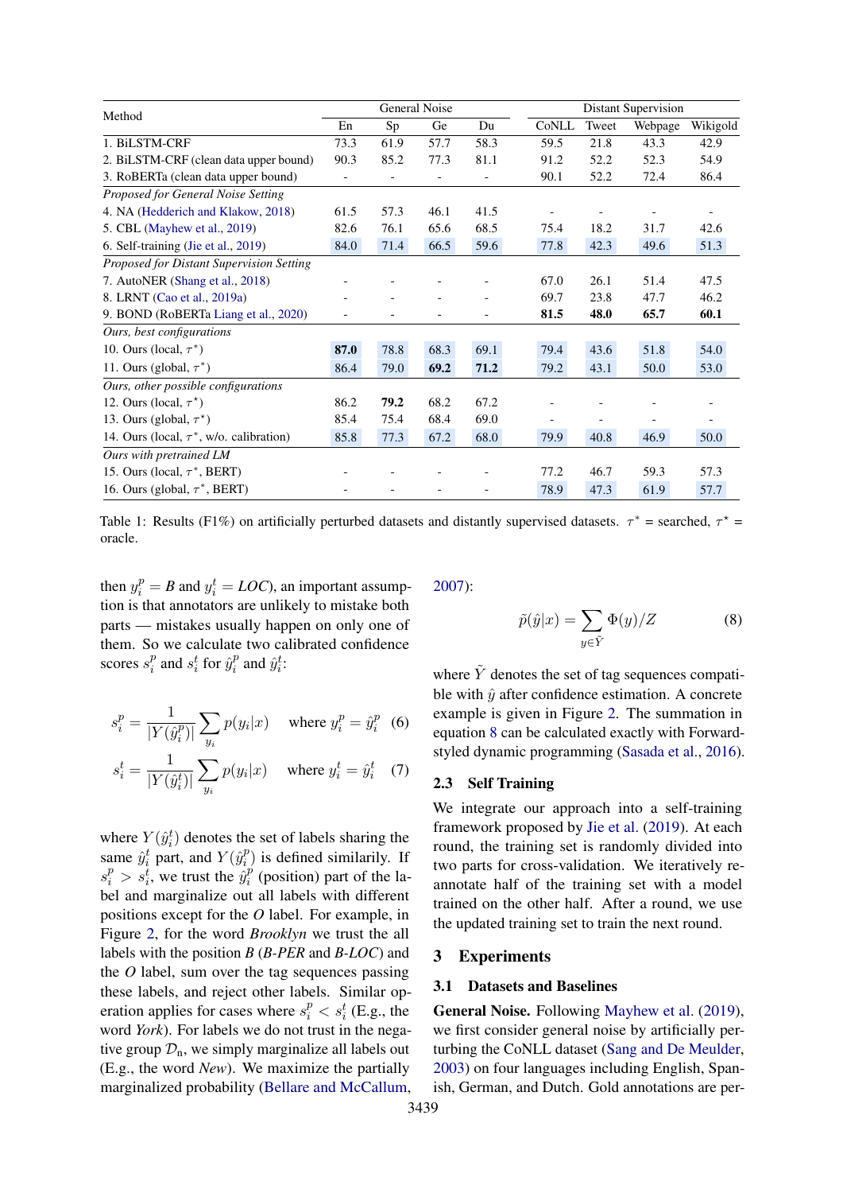| Method | General Noise | | | | Distant Supervision | | | |
|---|---|---|---|---|---|---|---|---|
| | En | Sp | Ge | Du | CoNLL | Tweet | Webpage | Wikigold |
| 1. BiLSTM-CRF | 73.3 | 61.9 | 57.7 | 58.3 | 59.5 | 21.8 | 43.3 | 42.9 |
| 2. BiLSTM-CRF (clean data upper bound) | 90.3 | 85.2 | 77.3 | 81.1 | 91.2 | 52.2 | 52.3 | 54.9 |
| 3. RoBERTa (clean data upper bound) | - | - | - | - | 90.1 | 52.2 | 72.4 | 86.4 |
| *Proposed for General Noise Setting* | | | | | | | | |
| 4. NA (Hedderich and Klakow, 2018) | 61.5 | 57.3 | 46.1 | 41.5 | - | - | - | - |
| 5. CBL (Mayhew et al., 2019) | 82.6 | 76.1 | 65.6 | 68.5 | 75.4 | 18.2 | 31.7 | 42.6 |
| 6. Self-training (Jie et al., 2019) | 84.0 | 71.4 | 66.5 | 59.6 | 77.8 | 42.3 | 49.6 | 51.3 |
| *Proposed for Distant Supervision Setting* | | | | | | | | |
| 7. AutoNER (Shang et al., 2018) | - | - | - | - | 67.0 | 26.1 | 51.4 | 47.5 |
| 8. LRNT (Cao et al., 2019a) | - | - | - | - | 69.7 | 23.8 | 47.7 | 46.2 |
| 9. BOND (RoBERTa Liang et al., 2020) | - | - | - | - | **81.5** | **48.0** | **65.7** | **60.1** |
| *Ours, best configurations* | | | | | | | | |
| 10. Ours (local, $\tau^*$) | **87.0** | 78.8 | 68.3 | 69.1 | 79.4 | 43.6 | 51.8 | 54.0 |
| 11. Ours (global, $\tau^*$) | 86.4 | 79.0 | **69.2** | **71.2** | 79.2 | 43.1 | 50.0 | 53.0 |
| *Ours, other possible configurations* | | | | | | | | |
| 12. Ours (local, $\tau^\star$) | 86.2 | **79.2** | 68.2 | 67.2 | - | - | - | - |
| 13. Ours (global, $\tau^\star$) | 85.4 | 75.4 | 68.4 | 69.0 | - | - | - | - |
| 14. Ours (local, $\tau^*$, w/o. calibration) | 85.8 | 77.3 | 67.2 | 68.0 | 79.9 | 40.8 | 46.9 | 50.0 |
| *Ours with pretrained LM* | | | | | | | | |
| 15. Ours (local, $\tau^*$, BERT) | - | - | - | - | 77.2 | 46.7 | 59.3 | 57.3 |
| 16. Ours (global, $\tau^*$, BERT) | - | - | - | - | 78.9 | 47.3 | 61.9 | 57.7 |

Table 1: Results (F1%) on artificially perturbed datasets and distantly supervised datasets. $\tau^*$ = searched, $\tau^\star$ = oracle.

then $y_i^p = B$ and $y_i^t = LOC$), an important assumption is that annotators are unlikely to mistake both parts — mistakes usually happen on only one of them. So we calculate two calibrated confidence scores $s_i^p$ and $s_i^t$ for $\hat{y}_i^p$ and $\hat{y}_i^t$:

$$s_i^p = \frac{1}{|Y(\hat{y}_i^p)|} \sum_{y_i} p(y_i|x) \quad \text{where } y_i^p = \hat{y}_i^p \quad (6)$$

$$s_i^t = \frac{1}{|Y(\hat{y}_i^t)|} \sum_{y_i} p(y_i|x) \quad \text{where } y_i^t = \hat{y}_i^t \quad (7)$$

where $Y(\hat{y}_i^t)$ denotes the set of labels sharing the same $\hat{y}_i^t$ part, and $Y(\hat{y}_i^p)$ is defined similarly. If $s_i^p > s_i^t$, we trust the $\hat{y}_i^p$ (position) part of the label and marginalize out all labels with different positions except for the *O* label. For example, in Figure 2, for the word *Brooklyn* we trust the all labels with the position *B* (*B-PER* and *B-LOC*) and the *O* label, sum over the tag sequences passing these labels, and reject other labels. Similar operation applies for cases where $s_i^p < s_i^t$ (E.g., the word *York*). For labels we do not trust in the negative group $\mathcal{D}_n$, we simply marginalize all labels out (E.g., the word *New*). We maximize the partially marginalized probability (Bellare and McCallum, 2007):

$$\tilde{p}(\hat{y}|x) = \sum_{y \in \tilde{Y}} \Phi(y)/Z \quad (8)$$

where $\tilde{Y}$ denotes the set of tag sequences compatible with $\hat{y}$ after confidence estimation. A concrete example is given in Figure 2. The summation in equation 8 can be calculated exactly with Forward-styled dynamic programming (Sasada et al., 2016).

### 2.3 Self Training

We integrate our approach into a self-training framework proposed by Jie et al. (2019). At each round, the training set is randomly divided into two parts for cross-validation. We iteratively re-annotate half of the training set with a model trained on the other half. After a round, we use the updated training set to train the next round.

## 3 Experiments

### 3.1 Datasets and Baselines

**General Noise.** Following Mayhew et al. (2019), we first consider general noise by artificially perturbing the CoNLL dataset (Sang and De Meulder, 2003) on four languages including English, Spanish, German, and Dutch. Gold annotations are per-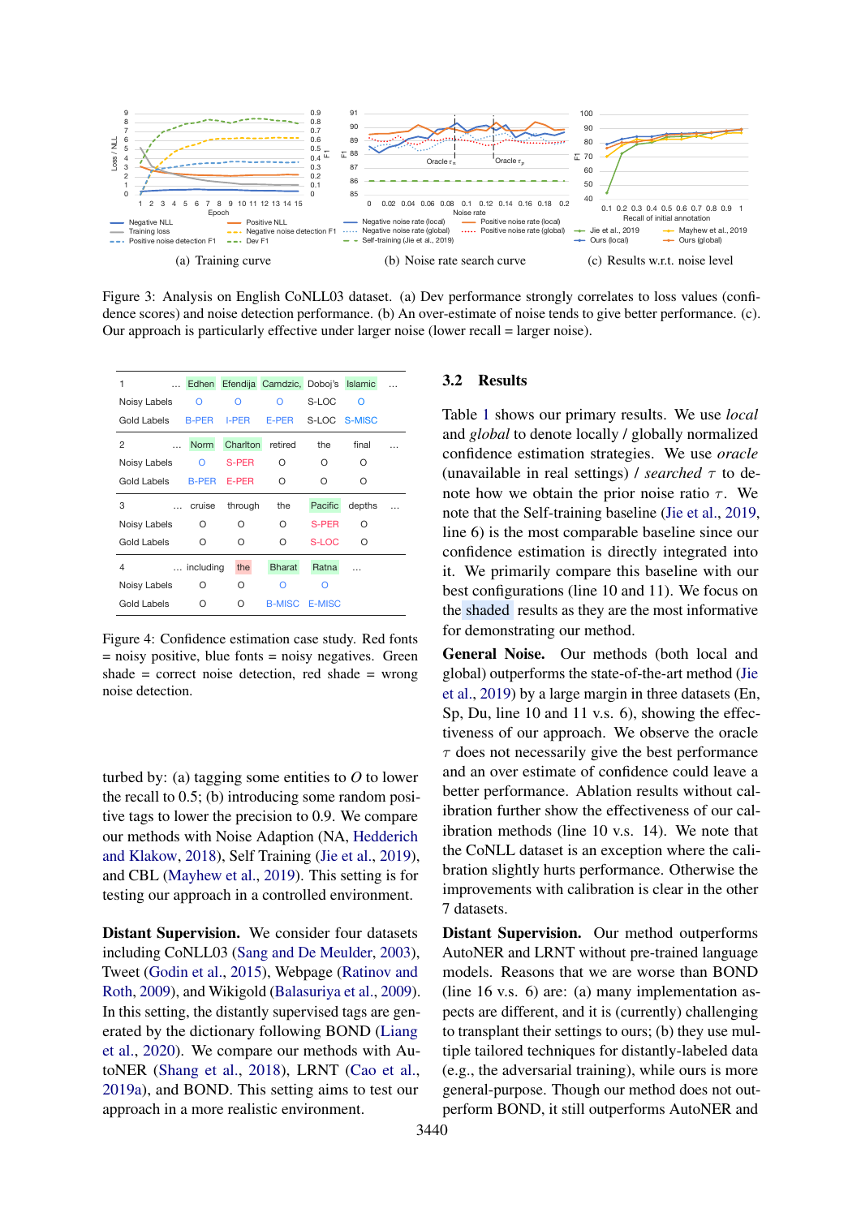(a) Training curve

(b) Noise rate search curve

(c) Results w.r.t. noise level

Figure 3: Analysis on English CoNLL03 dataset. (a) Dev performance strongly correlates to loss values (confidence scores) and noise detection performance. (b) An over-estimate of noise tends to give better performance. (c). Our approach is particularly effective under larger noise (lower recall = larger noise).

| 1 | ... | Edhen | Efendija | Camdzic, | Doboj's | Islamic | ... |
|---|---|---|---|---|---|---|---|
| Noisy Labels | | O | O | O | S-LOC | O | |
| Gold Labels | | B-PER | I-PER | E-PER | S-LOC | S-MISC | |
| 2 | ... | Norm | Charlton | retired | the | final | ... |
| Noisy Labels | | O | S-PER | O | O | O | |
| Gold Labels | | B-PER | E-PER | O | O | O | |
| 3 | ... | cruise | through | the | Pacific | depths | ... |
| Noisy Labels | | O | O | O | S-PER | O | |
| Gold Labels | | O | O | O | S-LOC | O | |
| 4 | ... | including | the | Bharat | Ratna | ... | |
| Noisy Labels | | O | O | O | O | | |
| Gold Labels | | O | O | B-MISC | E-MISC | | |

Figure 4: Confidence estimation case study. Red fonts = noisy positive, blue fonts = noisy negatives. Green shade = correct noise detection, red shade = wrong noise detection.

turbed by: (a) tagging some entities to *O* to lower the recall to 0.5; (b) introducing some random positive tags to lower the precision to 0.9. We compare our methods with Noise Adaption (NA, Hedderich and Klakow, 2018), Self Training (Jie et al., 2019), and CBL (Mayhew et al., 2019). This setting is for testing our approach in a controlled environment.

**Distant Supervision.** We consider four datasets including CoNLL03 (Sang and De Meulder, 2003), Tweet (Godin et al., 2015), Webpage (Ratinov and Roth, 2009), and Wikigold (Balasuriya et al., 2009). In this setting, the distantly supervised tags are generated by the dictionary following BOND (Liang et al., 2020). We compare our methods with AutoNER (Shang et al., 2018), LRNT (Cao et al., 2019a), and BOND. This setting aims to test our approach in a more realistic environment.

### 3.2 Results

Table 1 shows our primary results. We use *local* and *global* to denote locally / globally normalized confidence estimation strategies. We use *oracle* (unavailable in real settings) / *searched* $\tau$ to denote how we obtain the prior noise ratio $\tau$. We note that the Self-training baseline (Jie et al., 2019, line 6) is the most comparable baseline since our confidence estimation is directly integrated into it. We primarily compare this baseline with our best configurations (line 10 and 11). We focus on the shaded results as they are the most informative for demonstrating our method.

**General Noise.** Our methods (both local and global) outperforms the state-of-the-art method (Jie et al., 2019) by a large margin in three datasets (En, Sp, Du, line 10 and 11 v.s. 6), showing the effectiveness of our approach. We observe the oracle $\tau$ does not necessarily give the best performance and an over estimate of confidence could leave a better performance. Ablation results without calibration further show the effectiveness of our calibration methods (line 10 v.s. 14). We note that the CoNLL dataset is an exception where the calibration slightly hurts performance. Otherwise the improvements with calibration is clear in the other 7 datasets.

**Distant Supervision.** Our method outperforms AutoNER and LRNT without pre-trained language models. Reasons that we are worse than BOND (line 16 v.s. 6) are: (a) many implementation aspects are different, and it is (currently) challenging to transplant their settings to ours; (b) they use multiple tailored techniques for distantly-labeled data (e.g., the adversarial training), while ours is more general-purpose. Though our method does not outperform BOND, it still outperforms AutoNER and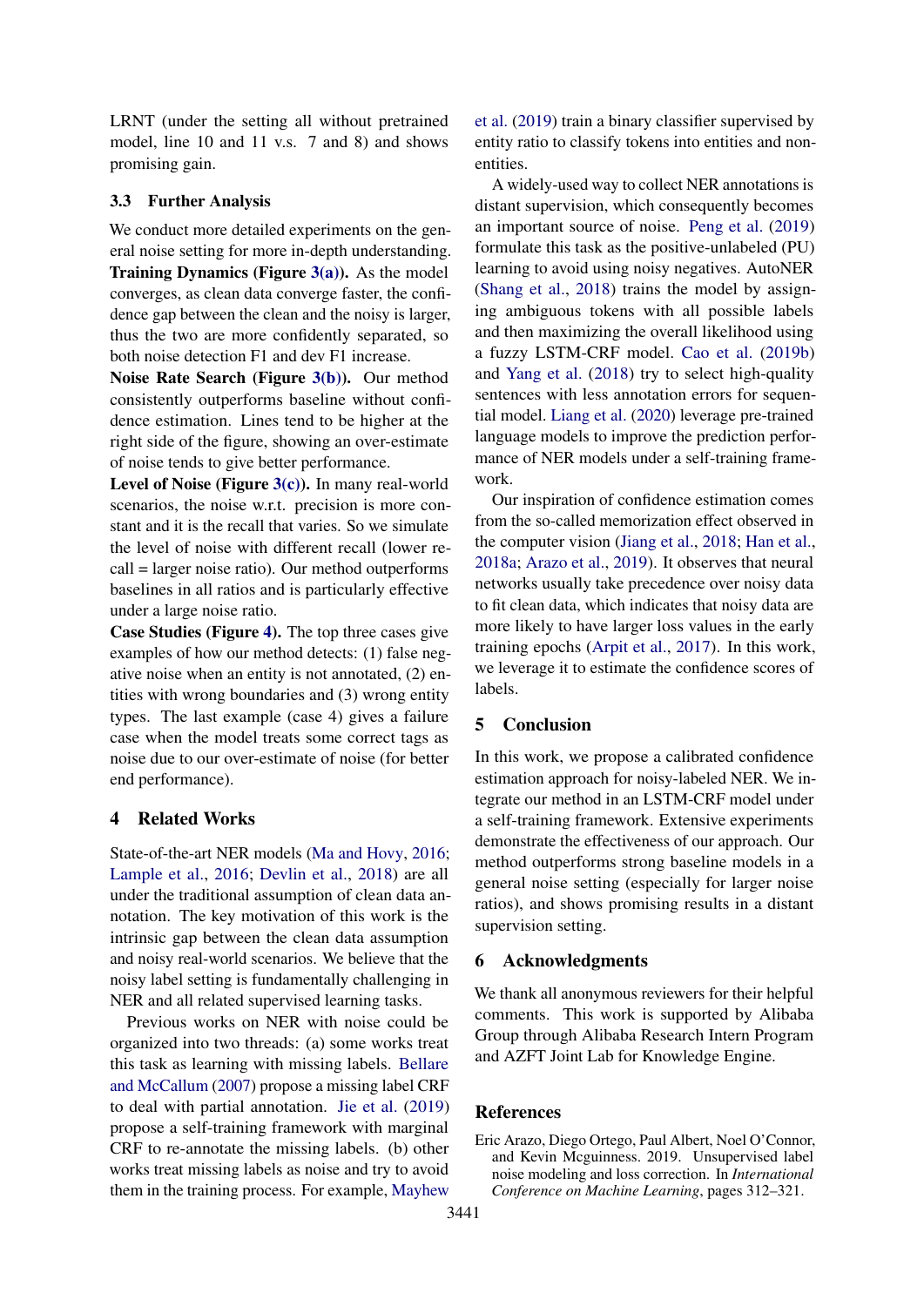LRNT (under the setting all without pretrained model, line 10 and 11 v.s. 7 and 8) and shows promising gain.

### 3.3 Further Analysis

We conduct more detailed experiments on the general noise setting for more in-depth understanding.

**Training Dynamics (Figure 3(a)).** As the model converges, as clean data converge faster, the confidence gap between the clean and the noisy is larger, thus the two are more confidently separated, so both noise detection F1 and dev F1 increase.

**Noise Rate Search (Figure 3(b)).** Our method consistently outperforms baseline without confidence estimation. Lines tend to be higher at the right side of the figure, showing an over-estimate of noise tends to give better performance.

**Level of Noise (Figure 3(c)).** In many real-world scenarios, the noise w.r.t. precision is more constant and it is the recall that varies. So we simulate the level of noise with different recall (lower recall = larger noise ratio). Our method outperforms baselines in all ratios and is particularly effective under a large noise ratio.

**Case Studies (Figure 4).** The top three cases give examples of how our method detects: (1) false negative noise when an entity is not annotated, (2) entities with wrong boundaries and (3) wrong entity types. The last example (case 4) gives a failure case when the model treats some correct tags as noise due to our over-estimate of noise (for better end performance).

## 4 Related Works

State-of-the-art NER models (Ma and Hovy, 2016; Lample et al., 2016; Devlin et al., 2018) are all under the traditional assumption of clean data annotation. The key motivation of this work is the intrinsic gap between the clean data assumption and noisy real-world scenarios. We believe that the noisy label setting is fundamentally challenging in NER and all related supervised learning tasks.

Previous works on NER with noise could be organized into two threads: (a) some works treat this task as learning with missing labels. Bellare and McCallum (2007) propose a missing label CRF to deal with partial annotation. Jie et al. (2019) propose a self-training framework with marginal CRF to re-annotate the missing labels. (b) other works treat missing labels as noise and try to avoid them in the training process. For example, Mayhew et al. (2019) train a binary classifier supervised by entity ratio to classify tokens into entities and non-entities.

A widely-used way to collect NER annotations is distant supervision, which consequently becomes an important source of noise. Peng et al. (2019) formulate this task as the positive-unlabeled (PU) learning to avoid using noisy negatives. AutoNER (Shang et al., 2018) trains the model by assigning ambiguous tokens with all possible labels and then maximizing the overall likelihood using a fuzzy LSTM-CRF model. Cao et al. (2019b) and Yang et al. (2018) try to select high-quality sentences with less annotation errors for sequential model. Liang et al. (2020) leverage pre-trained language models to improve the prediction performance of NER models under a self-training framework.

Our inspiration of confidence estimation comes from the so-called memorization effect observed in the computer vision (Jiang et al., 2018; Han et al., 2018a; Arazo et al., 2019). It observes that neural networks usually take precedence over noisy data to fit clean data, which indicates that noisy data are more likely to have larger loss values in the early training epochs (Arpit et al., 2017). In this work, we leverage it to estimate the confidence scores of labels.

## 5 Conclusion

In this work, we propose a calibrated confidence estimation approach for noisy-labeled NER. We integrate our method in an LSTM-CRF model under a self-training framework. Extensive experiments demonstrate the effectiveness of our approach. Our method outperforms strong baseline models in a general noise setting (especially for larger noise ratios), and shows promising results in a distant supervision setting.

## 6 Acknowledgments

We thank all anonymous reviewers for their helpful comments. This work is supported by Alibaba Group through Alibaba Research Intern Program and AZFT Joint Lab for Knowledge Engine.

## References

Eric Arazo, Diego Ortego, Paul Albert, Noel O'Connor, and Kevin Mcguinness. 2019. Unsupervised label noise modeling and loss correction. In *International Conference on Machine Learning*, pages 312–321.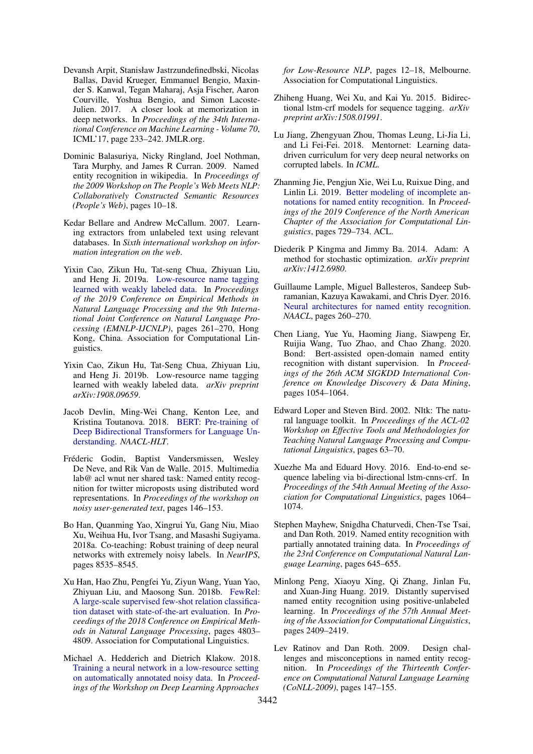Devansh Arpit, Stanisław Jastrzundefinedbski, Nicolas Ballas, David Krueger, Emmanuel Bengio, Maxinder S. Kanwal, Tegan Maharaj, Asja Fischer, Aaron Courville, Yoshua Bengio, and Simon Lacoste-Julien. 2017. A closer look at memorization in deep networks. In *Proceedings of the 34th International Conference on Machine Learning - Volume 70*, ICML'17, page 233–242. JMLR.org.

Dominic Balasuriya, Nicky Ringland, Joel Nothman, Tara Murphy, and James R Curran. 2009. Named entity recognition in wikipedia. In *Proceedings of the 2009 Workshop on The People's Web Meets NLP: Collaboratively Constructed Semantic Resources (People's Web)*, pages 10–18.

Kedar Bellare and Andrew McCallum. 2007. Learning extractors from unlabeled text using relevant databases. In *Sixth international workshop on information integration on the web*.

Yixin Cao, Zikun Hu, Tat-seng Chua, Zhiyuan Liu, and Heng Ji. 2019a. Low-resource name tagging learned with weakly labeled data. In *Proceedings of the 2019 Conference on Empirical Methods in Natural Language Processing and the 9th International Joint Conference on Natural Language Processing (EMNLP-IJCNLP)*, pages 261–270, Hong Kong, China. Association for Computational Linguistics.

Yixin Cao, Zikun Hu, Tat-Seng Chua, Zhiyuan Liu, and Heng Ji. 2019b. Low-resource name tagging learned with weakly labeled data. *arXiv preprint arXiv:1908.09659*.

Jacob Devlin, Ming-Wei Chang, Kenton Lee, and Kristina Toutanova. 2018. BERT: Pre-training of Deep Bidirectional Transformers for Language Understanding. *NAACL-HLT*.

Fréderic Godin, Baptist Vandersmissen, Wesley De Neve, and Rik Van de Walle. 2015. Multimedia lab@ acl wnut ner shared task: Named entity recognition for twitter microposts using distributed word representations. In *Proceedings of the workshop on noisy user-generated text*, pages 146–153.

Bo Han, Quanming Yao, Xingrui Yu, Gang Niu, Miao Xu, Weihua Hu, Ivor Tsang, and Masashi Sugiyama. 2018a. Co-teaching: Robust training of deep neural networks with extremely noisy labels. In *NeurIPS*, pages 8535–8545.

Xu Han, Hao Zhu, Pengfei Yu, Ziyun Wang, Yuan Yao, Zhiyuan Liu, and Maosong Sun. 2018b. FewRel: A large-scale supervised few-shot relation classification dataset with state-of-the-art evaluation. In *Proceedings of the 2018 Conference on Empirical Methods in Natural Language Processing*, pages 4803–4809. Association for Computational Linguistics.

Michael A. Hedderich and Dietrich Klakow. 2018. Training a neural network in a low-resource setting on automatically annotated noisy data. In *Proceedings of the Workshop on Deep Learning Approaches for Low-Resource NLP*, pages 12–18, Melbourne. Association for Computational Linguistics.

Zhiheng Huang, Wei Xu, and Kai Yu. 2015. Bidirectional lstm-crf models for sequence tagging. *arXiv preprint arXiv:1508.01991*.

Lu Jiang, Zhengyuan Zhou, Thomas Leung, Li-Jia Li, and Li Fei-Fei. 2018. Mentornet: Learning data-driven curriculum for very deep neural networks on corrupted labels. In *ICML*.

Zhanming Jie, Pengjun Xie, Wei Lu, Ruixue Ding, and Linlin Li. 2019. Better modeling of incomplete annotations for named entity recognition. In *Proceedings of the 2019 Conference of the North American Chapter of the Association for Computational Linguistics*, pages 729–734. ACL.

Diederik P Kingma and Jimmy Ba. 2014. Adam: A method for stochastic optimization. *arXiv preprint arXiv:1412.6980*.

Guillaume Lample, Miguel Ballesteros, Sandeep Subramanian, Kazuya Kawakami, and Chris Dyer. 2016. Neural architectures for named entity recognition. *NAACL*, pages 260–270.

Chen Liang, Yue Yu, Haoming Jiang, Siawpeng Er, Ruijia Wang, Tuo Zhao, and Chao Zhang. 2020. Bond: Bert-assisted open-domain named entity recognition with distant supervision. In *Proceedings of the 26th ACM SIGKDD International Conference on Knowledge Discovery & Data Mining*, pages 1054–1064.

Edward Loper and Steven Bird. 2002. Nltk: The natural language toolkit. In *Proceedings of the ACL-02 Workshop on Effective Tools and Methodologies for Teaching Natural Language Processing and Computational Linguistics*, pages 63–70.

Xuezhe Ma and Eduard Hovy. 2016. End-to-end sequence labeling via bi-directional lstm-cnns-crf. In *Proceedings of the 54th Annual Meeting of the Association for Computational Linguistics*, pages 1064–1074.

Stephen Mayhew, Snigdha Chaturvedi, Chen-Tse Tsai, and Dan Roth. 2019. Named entity recognition with partially annotated training data. In *Proceedings of the 23rd Conference on Computational Natural Language Learning*, pages 645–655.

Minlong Peng, Xiaoyu Xing, Qi Zhang, Jinlan Fu, and Xuan-Jing Huang. 2019. Distantly supervised named entity recognition using positive-unlabeled learning. In *Proceedings of the 57th Annual Meeting of the Association for Computational Linguistics*, pages 2409–2419.

Lev Ratinov and Dan Roth. 2009. Design challenges and misconceptions in named entity recognition. In *Proceedings of the Thirteenth Conference on Computational Natural Language Learning (CoNLL-2009)*, pages 147–155.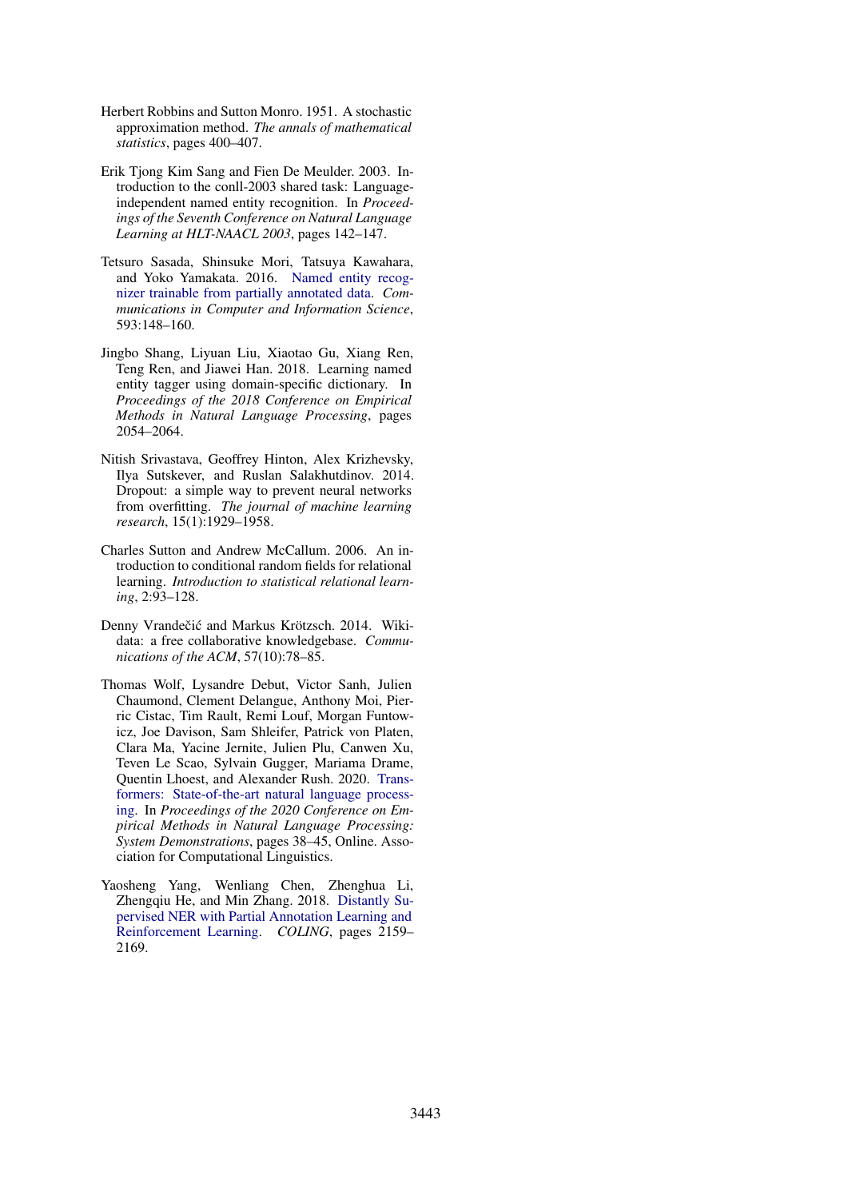Herbert Robbins and Sutton Monro. 1951. A stochastic approximation method. *The annals of mathematical statistics*, pages 400–407.

Erik Tjong Kim Sang and Fien De Meulder. 2003. Introduction to the conll-2003 shared task: Language-independent named entity recognition. In *Proceedings of the Seventh Conference on Natural Language Learning at HLT-NAACL 2003*, pages 142–147.

Tetsuro Sasada, Shinsuke Mori, Tatsuya Kawahara, and Yoko Yamakata. 2016. Named entity recognizer trainable from partially annotated data. *Communications in Computer and Information Science*, 593:148–160.

Jingbo Shang, Liyuan Liu, Xiaotao Gu, Xiang Ren, Teng Ren, and Jiawei Han. 2018. Learning named entity tagger using domain-specific dictionary. In *Proceedings of the 2018 Conference on Empirical Methods in Natural Language Processing*, pages 2054–2064.

Nitish Srivastava, Geoffrey Hinton, Alex Krizhevsky, Ilya Sutskever, and Ruslan Salakhutdinov. 2014. Dropout: a simple way to prevent neural networks from overfitting. *The journal of machine learning research*, 15(1):1929–1958.

Charles Sutton and Andrew McCallum. 2006. An introduction to conditional random fields for relational learning. *Introduction to statistical relational learning*, 2:93–128.

Denny Vrandečić and Markus Krötzsch. 2014. Wikidata: a free collaborative knowledgebase. *Communications of the ACM*, 57(10):78–85.

Thomas Wolf, Lysandre Debut, Victor Sanh, Julien Chaumond, Clement Delangue, Anthony Moi, Pierric Cistac, Tim Rault, Remi Louf, Morgan Funtowicz, Joe Davison, Sam Shleifer, Patrick von Platen, Clara Ma, Yacine Jernite, Julien Plu, Canwen Xu, Teven Le Scao, Sylvain Gugger, Mariama Drame, Quentin Lhoest, and Alexander Rush. 2020. Transformers: State-of-the-art natural language processing. In *Proceedings of the 2020 Conference on Empirical Methods in Natural Language Processing: System Demonstrations*, pages 38–45, Online. Association for Computational Linguistics.

Yaosheng Yang, Wenliang Chen, Zhenghua Li, Zhengqiu He, and Min Zhang. 2018. Distantly Supervised NER with Partial Annotation Learning and Reinforcement Learning. *COLING*, pages 2159–2169.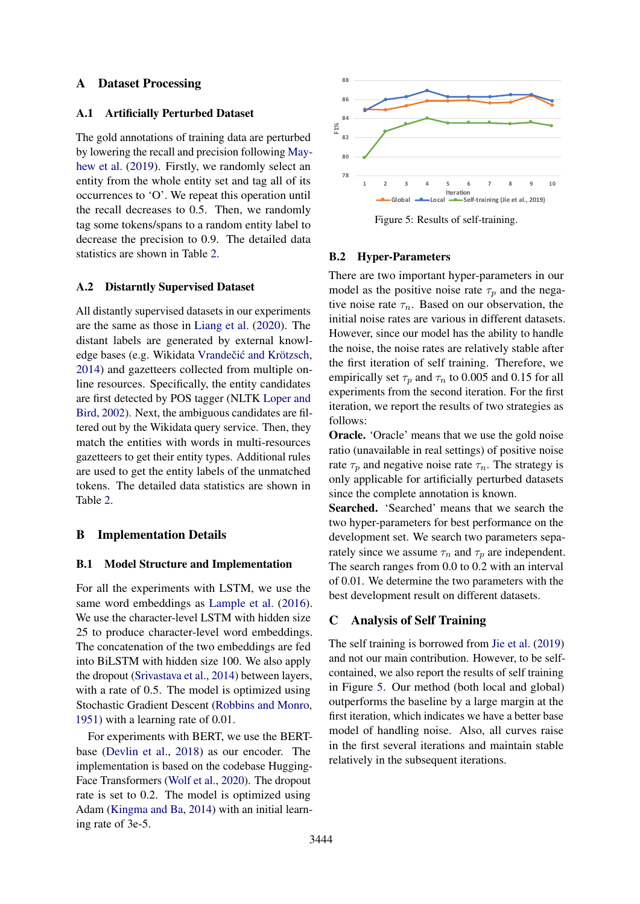## A Dataset Processing

### A.1 Artificially Perturbed Dataset

The gold annotations of training data are perturbed by lowering the recall and precision following Mayhew et al. (2019). Firstly, we randomly select an entity from the whole entity set and tag all of its occurrences to 'O'. We repeat this operation until the recall decreases to 0.5. Then, we randomly tag some tokens/spans to a random entity label to decrease the precision to 0.9. The detailed data statistics are shown in Table 2.

### A.2 Distarntly Supervised Dataset

All distantly supervised datasets in our experiments are the same as those in Liang et al. (2020). The distant labels are generated by external knowledge bases (e.g. Wikidata Vrandečić and Krötzsch, 2014) and gazetteers collected from multiple online resources. Specifically, the entity candidates are first detected by POS tagger (NLTK Loper and Bird, 2002). Next, the ambiguous candidates are filtered out by the Wikidata query service. Then, they match the entities with words in multi-resources gazetteers to get their entity types. Additional rules are used to get the entity labels of the unmatched tokens. The detailed data statistics are shown in Table 2.

## B Implementation Details

### B.1 Model Structure and Implementation

For all the experiments with LSTM, we use the same word embeddings as Lample et al. (2016). We use the character-level LSTM with hidden size 25 to produce character-level word embeddings. The concatenation of the two embeddings are fed into BiLSTM with hidden size 100. We also apply the dropout (Srivastava et al., 2014) between layers, with a rate of 0.5. The model is optimized using Stochastic Gradient Descent (Robbins and Monro, 1951) with a learning rate of 0.01.

For experiments with BERT, we use the BERT-base (Devlin et al., 2018) as our encoder. The implementation is based on the codebase HuggingFace Transformers (Wolf et al., 2020). The dropout rate is set to 0.2. The model is optimized using Adam (Kingma and Ba, 2014) with an initial learning rate of 3e-5.

Figure 5: Results of self-training.

### B.2 Hyper-Parameters

There are two important hyper-parameters in our model as the positive noise rate $\tau_p$ and the negative noise rate $\tau_n$. Based on our observation, the initial noise rates are various in different datasets. However, since our model has the ability to handle the noise, the noise rates are relatively stable after the first iteration of self training. Therefore, we empirically set $\tau_p$ and $\tau_n$ to 0.005 and 0.15 for all experiments from the second iteration. For the first iteration, we report the results of two strategies as follows:

**Oracle.** 'Oracle' means that we use the gold noise ratio (unavailable in real settings) of positive noise rate $\tau_p$ and negative noise rate $\tau_n$. The strategy is only applicable for artificially perturbed datasets since the complete annotation is known.

**Searched.** 'Searched' means that we search the two hyper-parameters for best performance on the development set. We search two parameters separately since we assume $\tau_n$ and $\tau_p$ are independent. The search ranges from 0.0 to 0.2 with an interval of 0.01. We determine the two parameters with the best development result on different datasets.

## C Analysis of Self Training

The self training is borrowed from Jie et al. (2019) and not our main contribution. However, to be self-contained, we also report the results of self training in Figure 5. Our method (both local and global) outperforms the baseline by a large margin at the first iteration, which indicates we have a better base model of handling noise. Also, all curves raise in the first several iterations and maintain stable relatively in the subsequent iterations.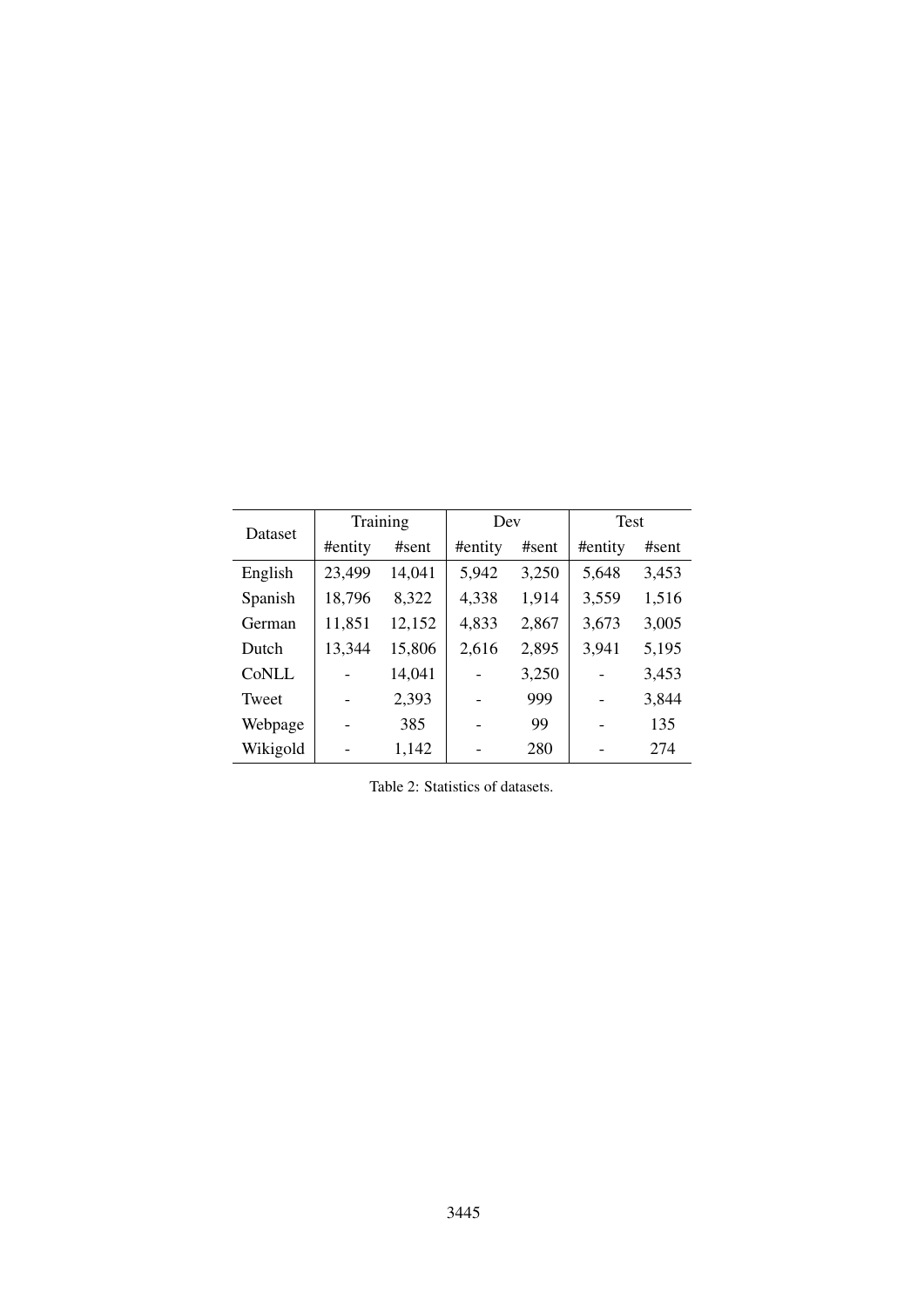| Dataset | Training | | Dev | | Test | |
|---|---|---|---|---|---|---|
| | #entity | #sent | #entity | #sent | #entity | #sent |
| English | 23,499 | 14,041 | 5,942 | 3,250 | 5,648 | 3,453 |
| Spanish | 18,796 | 8,322 | 4,338 | 1,914 | 3,559 | 1,516 |
| German | 11,851 | 12,152 | 4,833 | 2,867 | 3,673 | 3,005 |
| Dutch | 13,344 | 15,806 | 2,616 | 2,895 | 3,941 | 5,195 |
| CoNLL | - | 14,041 | - | 3,250 | - | 3,453 |
| Tweet | - | 2,393 | - | 999 | - | 3,844 |
| Webpage | - | 385 | - | 99 | - | 135 |
| Wikigold | - | 1,142 | - | 280 | - | 274 |

Table 2: Statistics of datasets.